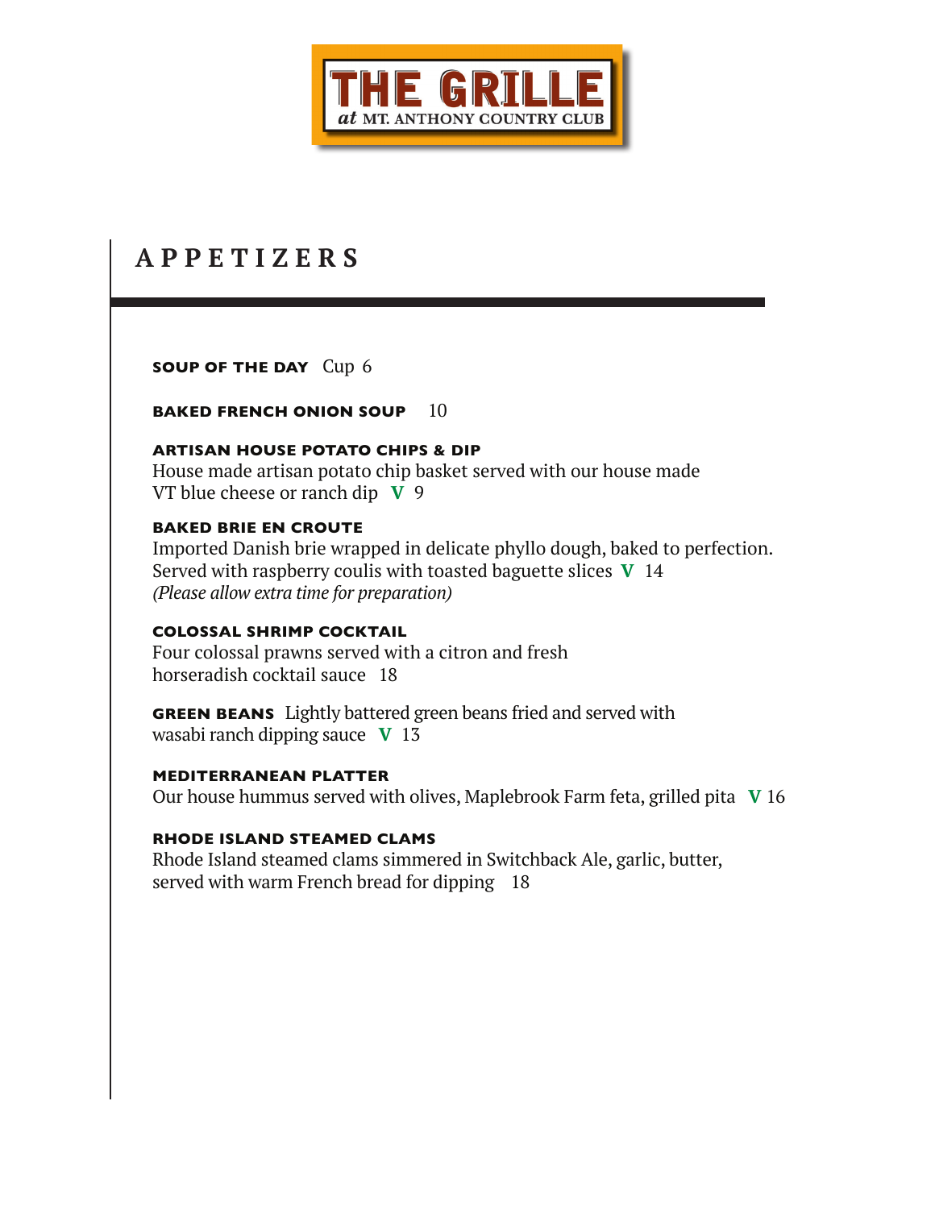# THE GRILLE

*at* MT. ANTHONY COUNTRY CLUB

## APPETIZERS

**SOUP OF THE DAY** Cup 6

**BAKED FRENCH ONION SOUP** 10

**ARTISAN HOUSE POTATO CHIPS & DIP**
House made artisan potato chip basket served with our house made VT blue cheese or ranch dip **V** 9

**BAKED BRIE EN CROUTE**
Imported Danish brie wrapped in delicate phyllo dough, baked to perfection. Served with raspberry coulis with toasted baguette slices **V** 14
*(Please allow extra time for preparation)*

**COLOSSAL SHRIMP COCKTAIL**
Four colossal prawns served with a citron and fresh horseradish cocktail sauce 18

**GREEN BEANS** Lightly battered green beans fried and served with wasabi ranch dipping sauce **V** 13

**MEDITERRANEAN PLATTER**
Our house hummus served with olives, Maplebrook Farm feta, grilled pita **V** 16

**RHODE ISLAND STEAMED CLAMS**
Rhode Island steamed clams simmered in Switchback Ale, garlic, butter, served with warm French bread for dipping 18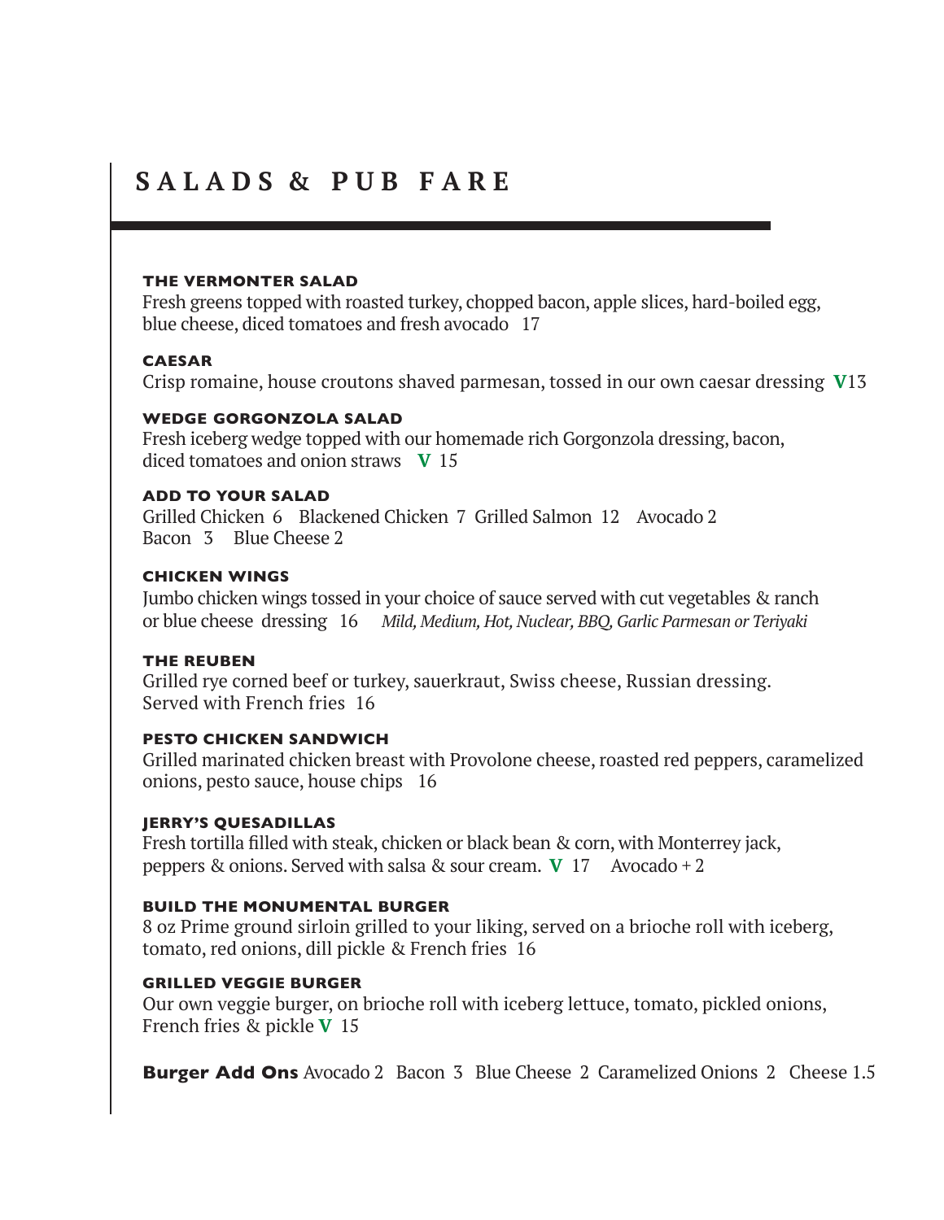# SALADS & PUB FARE

### THE VERMONTER SALAD

Fresh greens topped with roasted turkey, chopped bacon, apple slices, hard-boiled egg, blue cheese, diced tomatoes and fresh avocado 17

### CAESAR

Crisp romaine, house croutons shaved parmesan, tossed in our own caesar dressing **V**13

### WEDGE GORGONZOLA SALAD

Fresh iceberg wedge topped with our homemade rich Gorgonzola dressing, bacon, diced tomatoes and onion straws **V** 15

### ADD TO YOUR SALAD

Grilled Chicken 6 Blackened Chicken 7 Grilled Salmon 12 Avocado 2
Bacon 3 Blue Cheese 2

### CHICKEN WINGS

Jumbo chicken wings tossed in your choice of sauce served with cut vegetables & ranch or blue cheese dressing 16 *Mild, Medium, Hot, Nuclear, BBQ, Garlic Parmesan or Teriyaki*

### THE REUBEN

Grilled rye corned beef or turkey, sauerkraut, Swiss cheese, Russian dressing. Served with French fries 16

### PESTO CHICKEN SANDWICH

Grilled marinated chicken breast with Provolone cheese, roasted red peppers, caramelized onions, pesto sauce, house chips 16

### JERRY'S QUESADILLAS

Fresh tortilla filled with steak, chicken or black bean & corn, with Monterrey jack, peppers & onions. Served with salsa & sour cream. **V** 17 Avocado + 2

### BUILD THE MONUMENTAL BURGER

8 oz Prime ground sirloin grilled to your liking, served on a brioche roll with iceberg, tomato, red onions, dill pickle & French fries 16

### GRILLED VEGGIE BURGER

Our own veggie burger, on brioche roll with iceberg lettuce, tomato, pickled onions, French fries & pickle **V** 15

**Burger Add Ons** Avocado 2 Bacon 3 Blue Cheese 2 Caramelized Onions 2 Cheese 1.5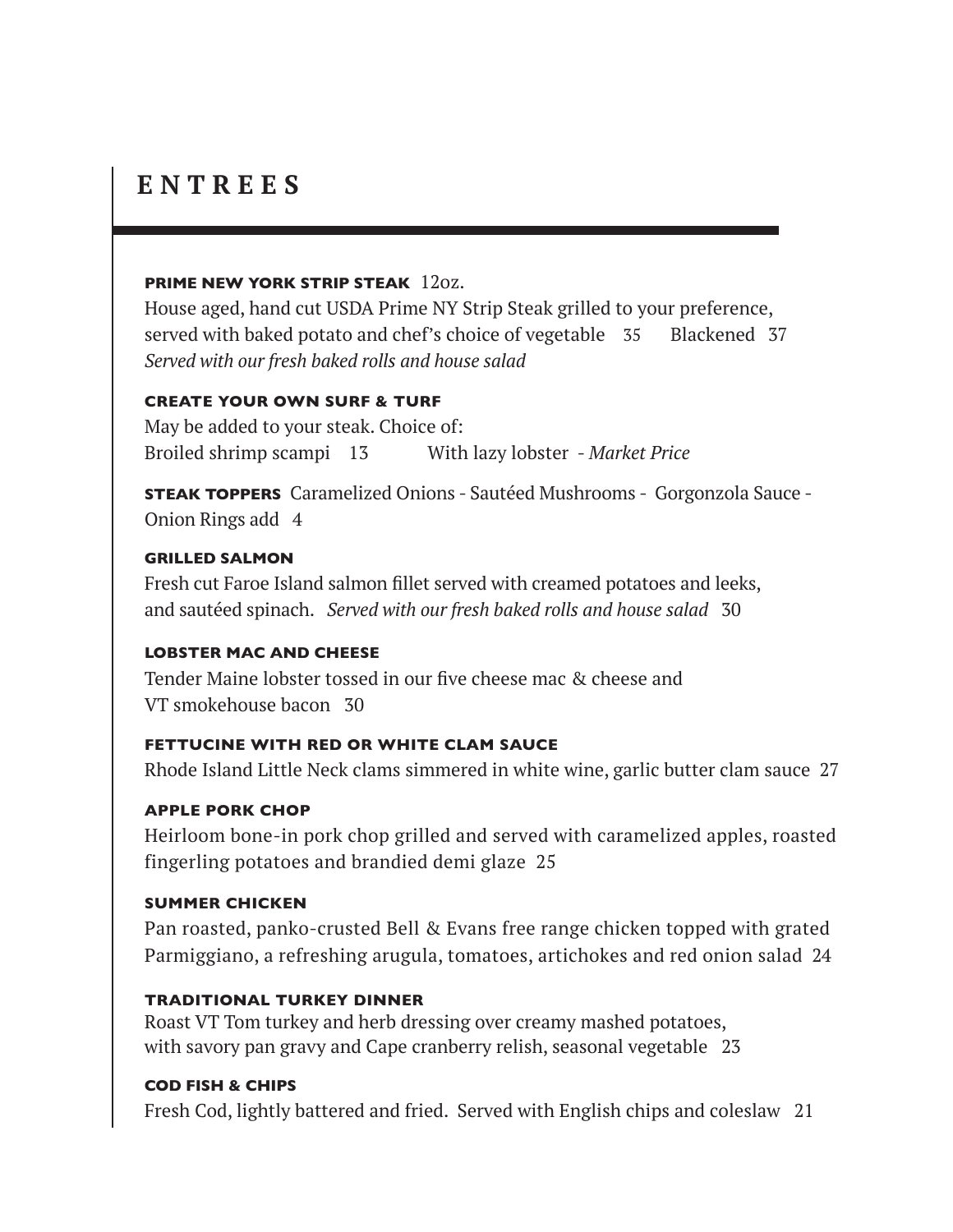# ENTREES

**PRIME NEW YORK STRIP STEAK** 12oz.
House aged, hand cut USDA Prime NY Strip Steak grilled to your preference, served with baked potato and chef's choice of vegetable 35 Blackened 37
*Served with our fresh baked rolls and house salad*

**CREATE YOUR OWN SURF & TURF**
May be added to your steak. Choice of:
Broiled shrimp scampi 13 With lazy lobster - *Market Price*

**STEAK TOPPERS** Caramelized Onions - Sautéed Mushrooms - Gorgonzola Sauce - Onion Rings add 4

**GRILLED SALMON**
Fresh cut Faroe Island salmon fillet served with creamed potatoes and leeks, and sautéed spinach. *Served with our fresh baked rolls and house salad* 30

**LOBSTER MAC AND CHEESE**
Tender Maine lobster tossed in our five cheese mac & cheese and VT smokehouse bacon 30

**FETTUCINE WITH RED OR WHITE CLAM SAUCE**
Rhode Island Little Neck clams simmered in white wine, garlic butter clam sauce 27

**APPLE PORK CHOP**
Heirloom bone-in pork chop grilled and served with caramelized apples, roasted fingerling potatoes and brandied demi glaze 25

**SUMMER CHICKEN**
Pan roasted, panko-crusted Bell & Evans free range chicken topped with grated Parmiggiano, a refreshing arugula, tomatoes, artichokes and red onion salad 24

**TRADITIONAL TURKEY DINNER**
Roast VT Tom turkey and herb dressing over creamy mashed potatoes, with savory pan gravy and Cape cranberry relish, seasonal vegetable 23

**COD FISH & CHIPS**
Fresh Cod, lightly battered and fried. Served with English chips and coleslaw 21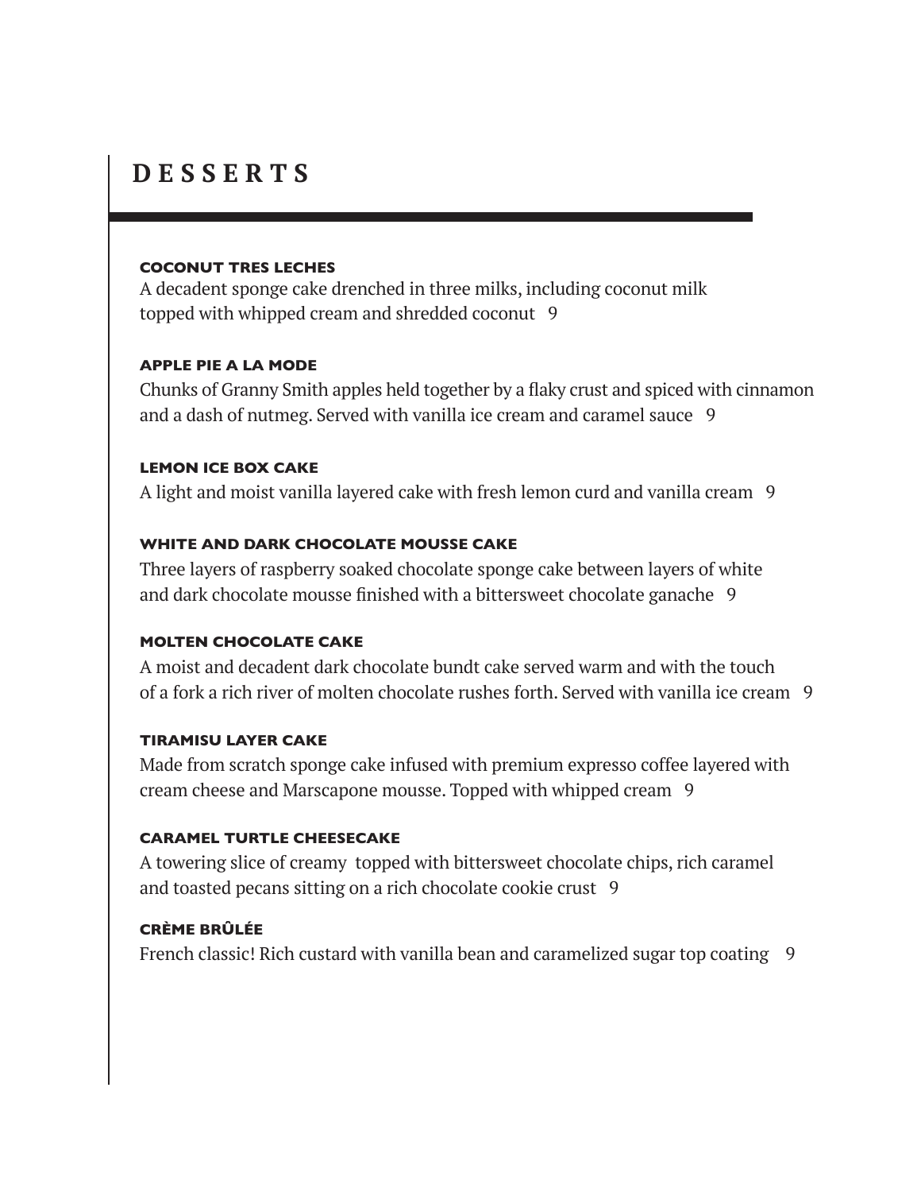# DESSERTS

**COCONUT TRES LECHES**

A decadent sponge cake drenched in three milks, including coconut milk topped with whipped cream and shredded coconut 9

**APPLE PIE A LA MODE**

Chunks of Granny Smith apples held together by a flaky crust and spiced with cinnamon and a dash of nutmeg. Served with vanilla ice cream and caramel sauce 9

**LEMON ICE BOX CAKE**

A light and moist vanilla layered cake with fresh lemon curd and vanilla cream 9

**WHITE AND DARK CHOCOLATE MOUSSE CAKE**

Three layers of raspberry soaked chocolate sponge cake between layers of white and dark chocolate mousse finished with a bittersweet chocolate ganache 9

**MOLTEN CHOCOLATE CAKE**

A moist and decadent dark chocolate bundt cake served warm and with the touch of a fork a rich river of molten chocolate rushes forth. Served with vanilla ice cream 9

**TIRAMISU LAYER CAKE**

Made from scratch sponge cake infused with premium expresso coffee layered with cream cheese and Marscapone mousse. Topped with whipped cream 9

**CARAMEL TURTLE CHEESECAKE**

A towering slice of creamy topped with bittersweet chocolate chips, rich caramel and toasted pecans sitting on a rich chocolate cookie crust 9

**CRÈME BRÛLÉE**

French classic! Rich custard with vanilla bean and caramelized sugar top coating 9